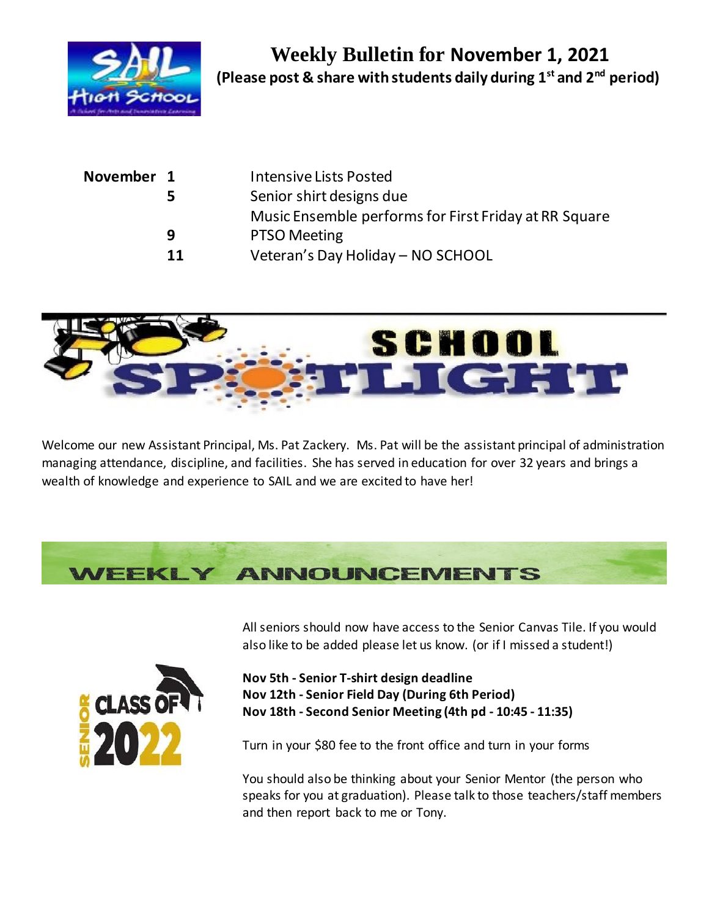# Weekly Bulletin for November 1, 2021

**(Please post & share with students daily during 1st and 2nd period)**

| | | |
|---|---|---|
| **November** | **1** | Intensive Lists Posted |
| | **5** | Senior shirt designs due |
| | | Music Ensemble performs for First Friday at RR Square |
| | **9** | PTSO Meeting |
| | **11** | Veteran's Day Holiday – NO SCHOOL |

## SCHOOL SPOTLIGHT

Welcome our new Assistant Principal, Ms. Pat Zackery. Ms. Pat will be the assistant principal of administration managing attendance, discipline, and facilities. She has served in education for over 32 years and brings a wealth of knowledge and experience to SAIL and we are excited to have her!

## WEEKLY ANNOUNCEMENTS

All seniors should now have access to the Senior Canvas Tile. If you would also like to be added please let us know. (or if I missed a student!)

**Nov 5th - Senior T-shirt design deadline**
**Nov 12th - Senior Field Day (During 6th Period)**
**Nov 18th - Second Senior Meeting (4th pd - 10:45 - 11:35)**

Turn in your $80 fee to the front office and turn in your forms

You should also be thinking about your Senior Mentor (the person who speaks for you at graduation). Please talk to those teachers/staff members and then report back to me or Tony.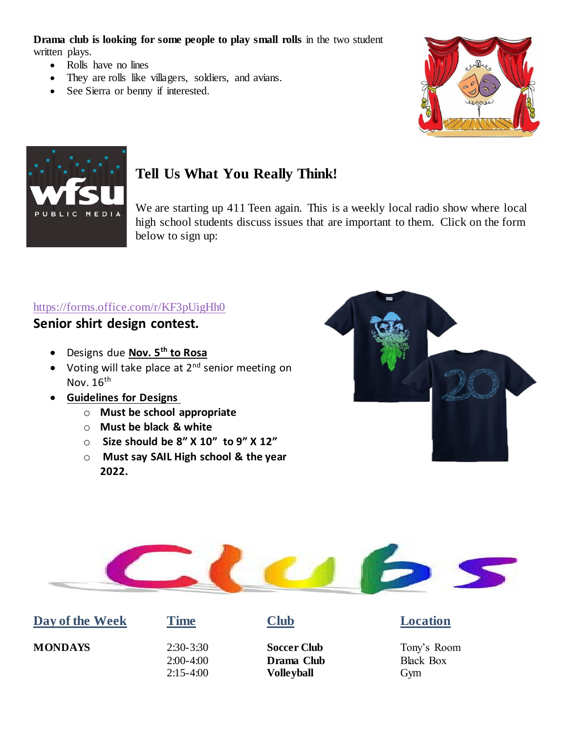**Drama club is looking for some people to play small rolls** in the two student written plays.

- Rolls have no lines
- They are rolls like villagers, soldiers, and avians.
- See Sierra or benny if interested.

## Tell Us What You Really Think!

We are starting up 411 Teen again. This is a weekly local radio show where local high school students discuss issues that are important to them. Click on the form below to sign up:

https://forms.office.com/r/KF3pUigHh0

## Senior shirt design contest.

- Designs due **Nov. 5th to Rosa**
- Voting will take place at 2nd senior meeting on Nov. 16th
- **Guidelines for Designs**
  - **Must be school appropriate**
  - **Must be black & white**
  - **Size should be 8” X 10” to 9” X 12”**
  - **Must say SAIL High school & the year 2022.**

# Clubs

| Day of the Week | Time | Club | Location |
|---|---|---|---|
| **MONDAYS** | 2:30-3:30 | **Soccer Club** | Tony’s Room |
| | 2:00-4:00 | **Drama Club** | Black Box |
| | 2:15-4:00 | **Volleyball** | Gym |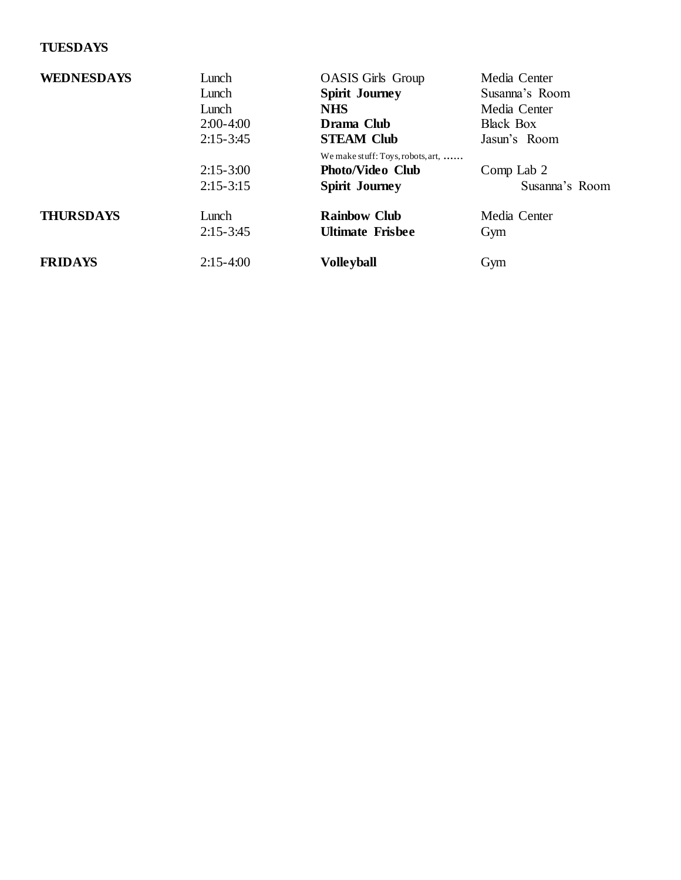| | | | |
|---|---|---|---|
| **TUESDAYS** | | | |
| **WEDNESDAYS** | Lunch | OASIS Girls Group | Media Center |
| | Lunch | **Spirit Journey** | Susanna's Room |
| | Lunch | **NHS** | Media Center |
| | 2:00-4:00 | **Drama Club** | Black Box |
| | 2:15-3:45 | **STEAM Club** We make stuff: Toys, robots, art, …… | Jasun's Room |
| | 2:15-3:00 | **Photo/Video Club** | Comp Lab 2 |
| | 2:15-3:15 | **Spirit Journey** | Susanna's Room |
| **THURSDAYS** | Lunch | **Rainbow Club** | Media Center |
| | 2:15-3:45 | **Ultimate Frisbee** | Gym |
| **FRIDAYS** | 2:15-4:00 | **Volleyball** | Gym |